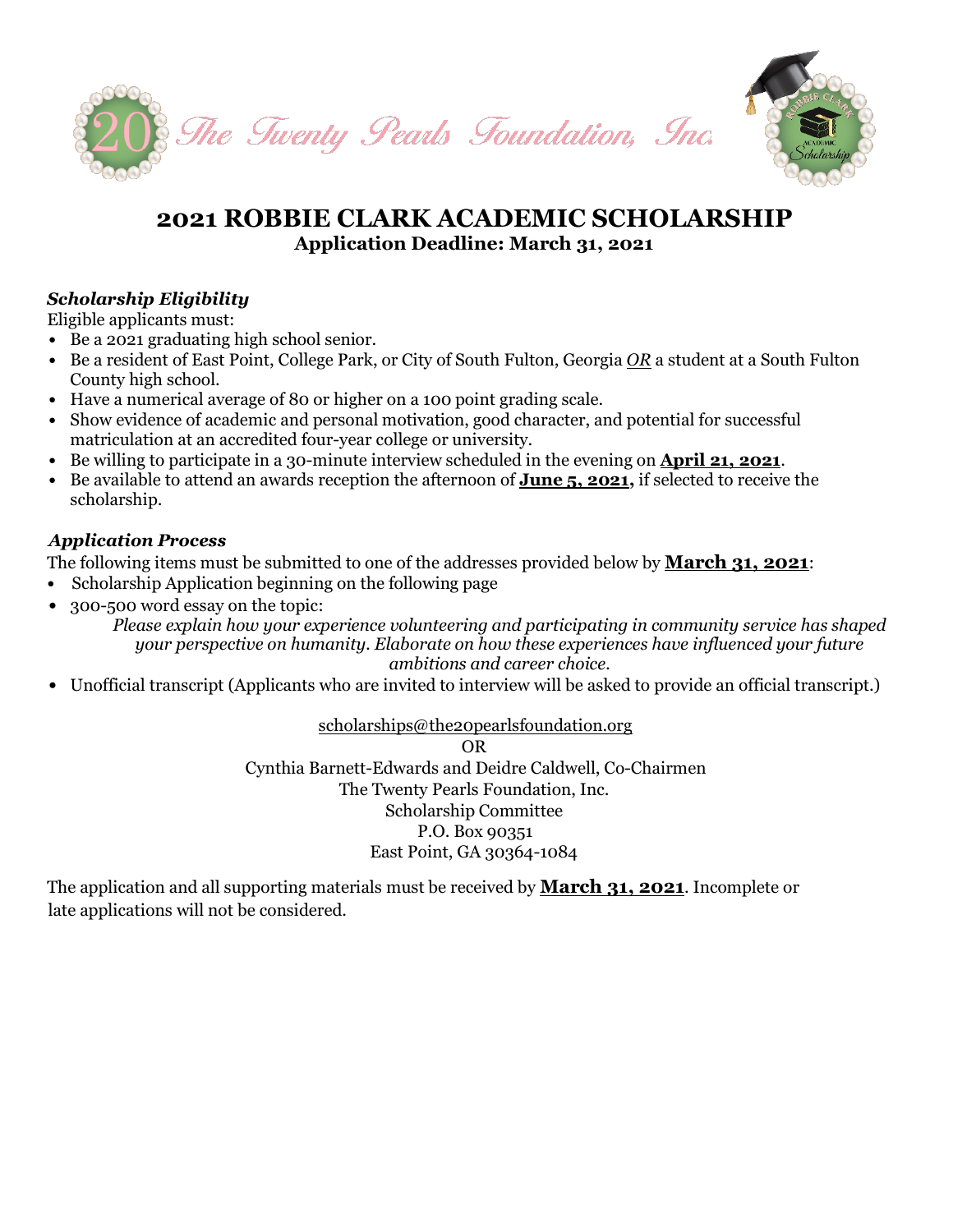The Twenty Pearls Foundation, Inc.

# 2021 ROBBIE CLARK ACADEMIC SCHOLARSHIP

**Application Deadline: March 31, 2021**

***Scholarship Eligibility***

Eligible applicants must:

- Be a 2021 graduating high school senior.
- Be a resident of East Point, College Park, or City of South Fulton, Georgia ***OR*** a student at a South Fulton County high school.
- Have a numerical average of 80 or higher on a 100 point grading scale.
- Show evidence of academic and personal motivation, good character, and potential for successful matriculation at an accredited four-year college or university.
- Be willing to participate in a 30-minute interview scheduled in the evening on **April 21, 2021**.
- Be available to attend an awards reception the afternoon of **June 5, 2021,** if selected to receive the scholarship.

***Application Process***

The following items must be submitted to one of the addresses provided below by **March 31, 2021**:

- Scholarship Application beginning on the following page
- 300-500 word essay on the topic:

  *Please explain how your experience volunteering and participating in community service has shaped your perspective on humanity. Elaborate on how these experiences have influenced your future ambitions and career choice.*
- Unofficial transcript (Applicants who are invited to interview will be asked to provide an official transcript.)

scholarships@the20pearlsfoundation.org

OR

Cynthia Barnett-Edwards and Deidre Caldwell, Co-Chairmen

The Twenty Pearls Foundation, Inc.

Scholarship Committee

P.O. Box 90351

East Point, GA 30364-1084

The application and all supporting materials must be received by **March 31, 2021**. Incomplete or late applications will not be considered.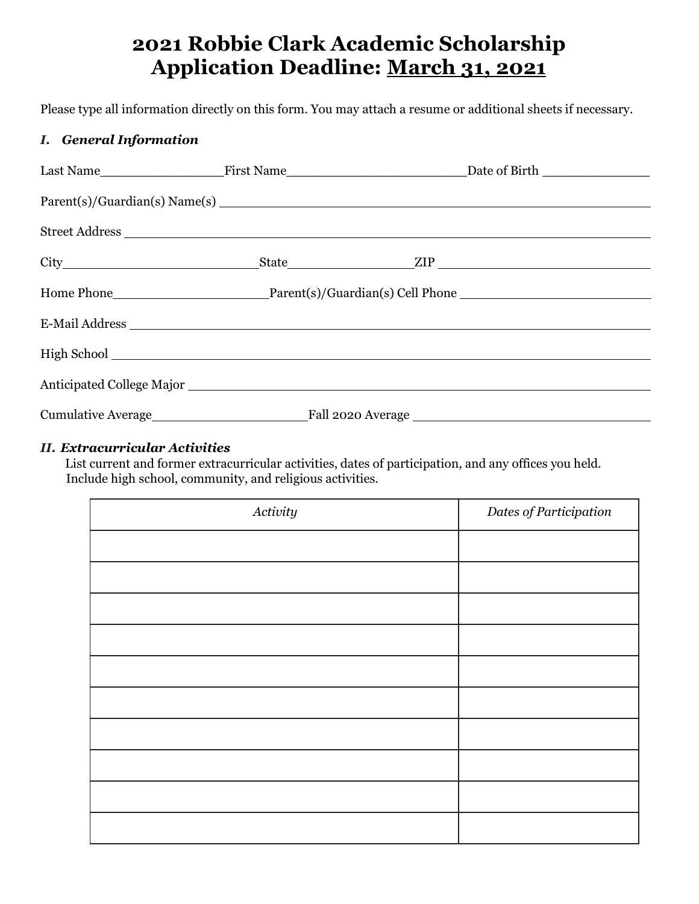# 2021 Robbie Clark Academic Scholarship
# Application Deadline: March 31, 2021

Please type all information directly on this form. You may attach a resume or additional sheets if necessary.

### *I. General Information*

Last Name\_\_\_\_\_\_\_\_\_\_\_\_\_\_\_\_ First Name\_\_\_\_\_\_\_\_\_\_\_\_\_\_\_\_\_\_\_\_\_\_\_\_ Date of Birth \_\_\_\_\_\_\_\_\_\_\_\_\_\_

Parent(s)/Guardian(s) Name(s) \_\_\_\_\_\_\_\_\_\_\_\_\_\_\_\_\_\_\_\_\_\_\_\_\_\_\_\_\_\_\_\_\_\_\_\_\_\_\_\_\_\_\_\_\_\_\_\_\_\_\_\_

Street Address \_\_\_\_\_\_\_\_\_\_\_\_\_\_\_\_\_\_\_\_\_\_\_\_\_\_\_\_\_\_\_\_\_\_\_\_\_\_\_\_\_\_\_\_\_\_\_\_\_\_\_\_\_\_\_\_\_\_\_\_\_\_\_\_

City\_\_\_\_\_\_\_\_\_\_\_\_\_\_\_\_\_\_\_\_\_\_\_\_\_ State\_\_\_\_\_\_\_\_\_\_\_\_\_\_\_\_ ZIP \_\_\_\_\_\_\_\_\_\_\_\_\_\_\_\_\_\_\_\_\_\_\_\_\_\_\_\_

Home Phone\_\_\_\_\_\_\_\_\_\_\_\_\_\_\_\_\_\_\_\_\_ Parent(s)/Guardian(s) Cell Phone \_\_\_\_\_\_\_\_\_\_\_\_\_\_\_\_\_\_\_\_\_\_\_\_\_\_

E-Mail Address \_\_\_\_\_\_\_\_\_\_\_\_\_\_\_\_\_\_\_\_\_\_\_\_\_\_\_\_\_\_\_\_\_\_\_\_\_\_\_\_\_\_\_\_\_\_\_\_\_\_\_\_\_\_\_\_\_\_\_\_\_\_\_\_

High School \_\_\_\_\_\_\_\_\_\_\_\_\_\_\_\_\_\_\_\_\_\_\_\_\_\_\_\_\_\_\_\_\_\_\_\_\_\_\_\_\_\_\_\_\_\_\_\_\_\_\_\_\_\_\_\_\_\_\_\_\_\_\_\_\_\_

Anticipated College Major \_\_\_\_\_\_\_\_\_\_\_\_\_\_\_\_\_\_\_\_\_\_\_\_\_\_\_\_\_\_\_\_\_\_\_\_\_\_\_\_\_\_\_\_\_\_\_\_\_\_\_\_\_\_\_

Cumulative Average\_\_\_\_\_\_\_\_\_\_\_\_\_\_\_\_\_\_\_\_\_ Fall 2020 Average \_\_\_\_\_\_\_\_\_\_\_\_\_\_\_\_\_\_\_\_\_\_\_\_\_\_\_\_\_\_\_\_

### *II. Extracurricular Activities*

List current and former extracurricular activities, dates of participation, and any offices you held. Include high school, community, and religious activities.

| *Activity* | *Dates of Participation* |
|---|---|
| | |
| | |
| | |
| | |
| | |
| | |
| | |
| | |
| | |
| | |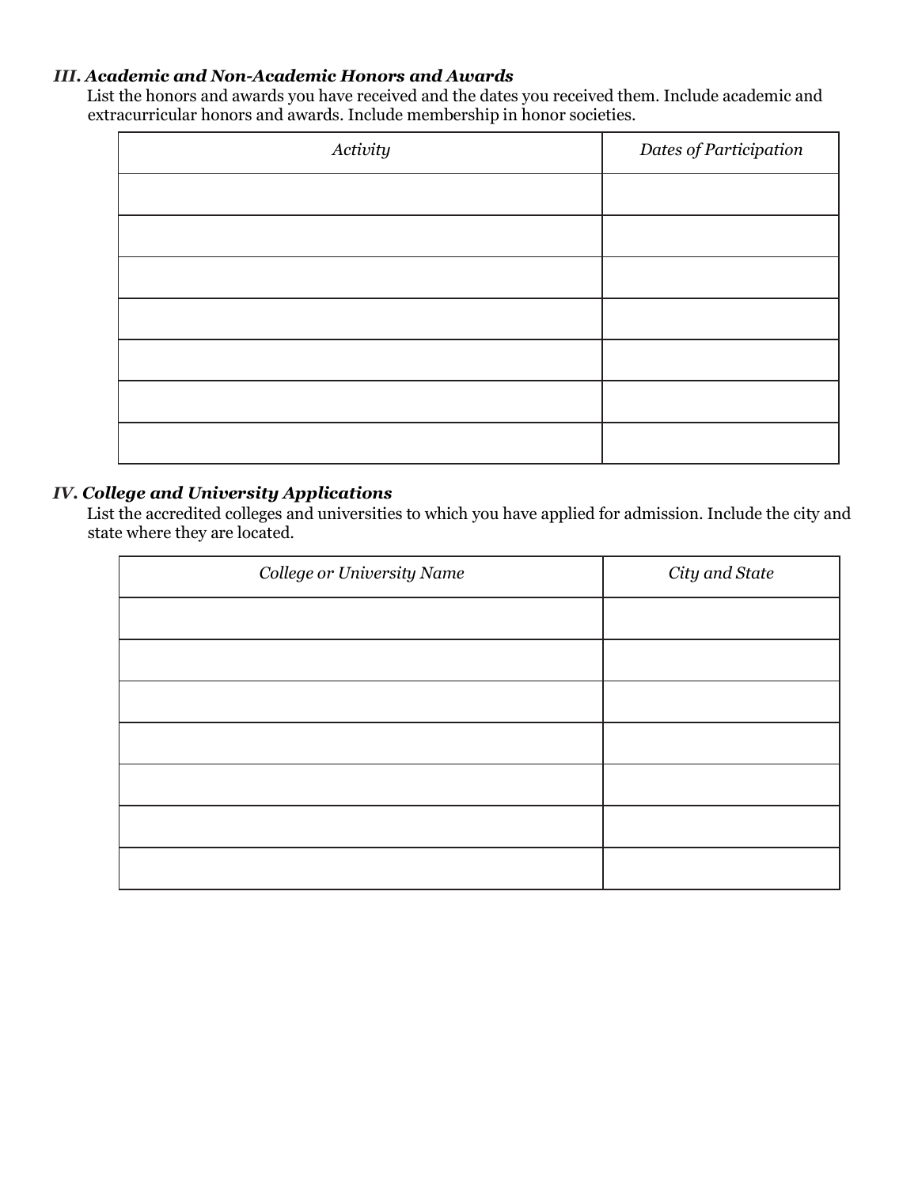### *III. Academic and Non-Academic Honors and Awards*

List the honors and awards you have received and the dates you received them. Include academic and extracurricular honors and awards. Include membership in honor societies.

| *Activity* | *Dates of Participation* |
|---|---|
| | |
| | |
| | |
| | |
| | |
| | |
| | |

### *IV. College and University Applications*

List the accredited colleges and universities to which you have applied for admission. Include the city and state where they are located.

| *College or University Name* | *City and State* |
|---|---|
| | |
| | |
| | |
| | |
| | |
| | |
| | |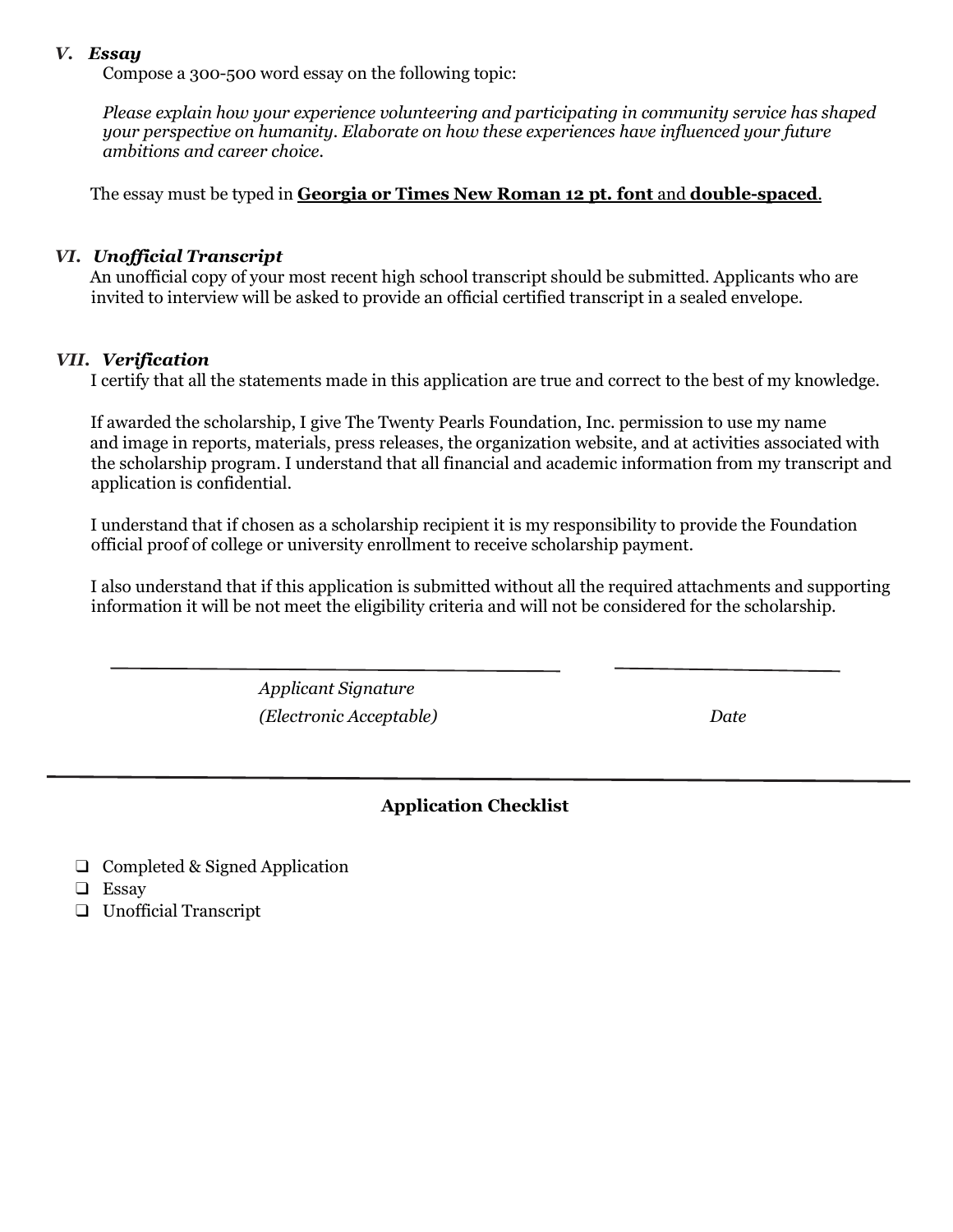### *V. Essay*

Compose a 300-500 word essay on the following topic:

*Please explain how your experience volunteering and participating in community service has shaped your perspective on humanity. Elaborate on how these experiences have influenced your future ambitions and career choice.*

The essay must be typed in **Georgia or Times New Roman 12 pt. font** and **double-spaced**.

### *VI. Unofficial Transcript*

An unofficial copy of your most recent high school transcript should be submitted. Applicants who are invited to interview will be asked to provide an official certified transcript in a sealed envelope.

### *VII. Verification*

I certify that all the statements made in this application are true and correct to the best of my knowledge.

If awarded the scholarship, I give The Twenty Pearls Foundation, Inc. permission to use my name and image in reports, materials, press releases, the organization website, and at activities associated with the scholarship program. I understand that all financial and academic information from my transcript and application is confidential.

I understand that if chosen as a scholarship recipient it is my responsibility to provide the Foundation official proof of college or university enrollment to receive scholarship payment.

I also understand that if this application is submitted without all the required attachments and supporting information it will be not meet the eligibility criteria and will not be considered for the scholarship.

\_\_\_\_\_\_\_\_\_\_\_\_\_\_\_\_\_\_\_\_\_\_\_\_\_\_\_\_\_\_\_\_\_\_\_\_\_\_\_\_ \_\_\_\_\_\_\_\_\_\_\_\_\_\_\_\_\_\_\_\_

*Applicant Signature*
*(Electronic Acceptable)* *Date*

---

**Application Checklist**

- ❑ Completed & Signed Application
- ❑ Essay
- ❑ Unofficial Transcript